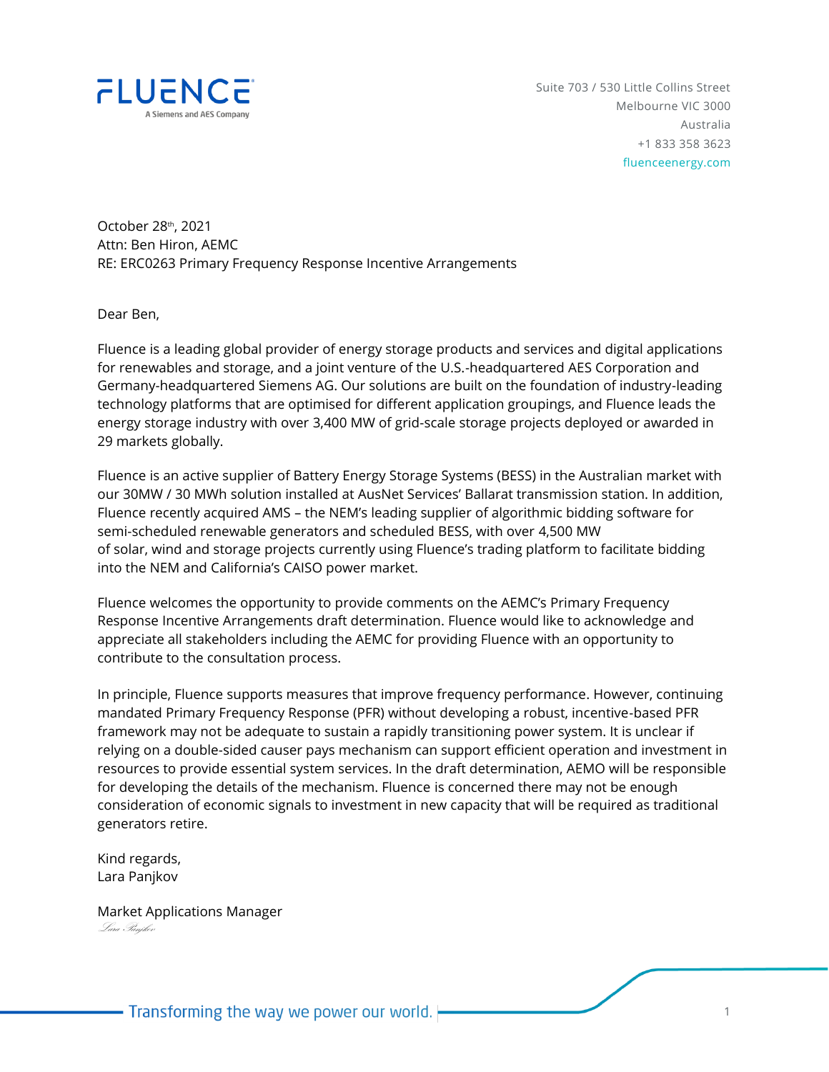FLUENCE
A Siemens and AES Company

Suite 703 / 530 Little Collins Street
Melbourne VIC 3000
Australia
+1 833 358 3623
fluenceenergy.com

October 28th, 2021
Attn: Ben Hiron, AEMC
RE: ERC0263 Primary Frequency Response Incentive Arrangements

Dear Ben,

Fluence is a leading global provider of energy storage products and services and digital applications for renewables and storage, and a joint venture of the U.S.-headquartered AES Corporation and Germany-headquartered Siemens AG. Our solutions are built on the foundation of industry-leading technology platforms that are optimised for different application groupings, and Fluence leads the energy storage industry with over 3,400 MW of grid-scale storage projects deployed or awarded in 29 markets globally.

Fluence is an active supplier of Battery Energy Storage Systems (BESS) in the Australian market with our 30MW / 30 MWh solution installed at AusNet Services' Ballarat transmission station. In addition, Fluence recently acquired AMS – the NEM's leading supplier of algorithmic bidding software for semi-scheduled renewable generators and scheduled BESS, with over 4,500 MW of solar, wind and storage projects currently using Fluence's trading platform to facilitate bidding into the NEM and California's CAISO power market.

Fluence welcomes the opportunity to provide comments on the AEMC's Primary Frequency Response Incentive Arrangements draft determination. Fluence would like to acknowledge and appreciate all stakeholders including the AEMC for providing Fluence with an opportunity to contribute to the consultation process.

In principle, Fluence supports measures that improve frequency performance. However, continuing mandated Primary Frequency Response (PFR) without developing a robust, incentive-based PFR framework may not be adequate to sustain a rapidly transitioning power system. It is unclear if relying on a double-sided causer pays mechanism can support efficient operation and investment in resources to provide essential system services. In the draft determination, AEMO will be responsible for developing the details of the mechanism. Fluence is concerned there may not be enough consideration of economic signals to investment in new capacity that will be required as traditional generators retire.

Kind regards,
Lara Panjkov

Market Applications Manager

Transforming the way we power our world.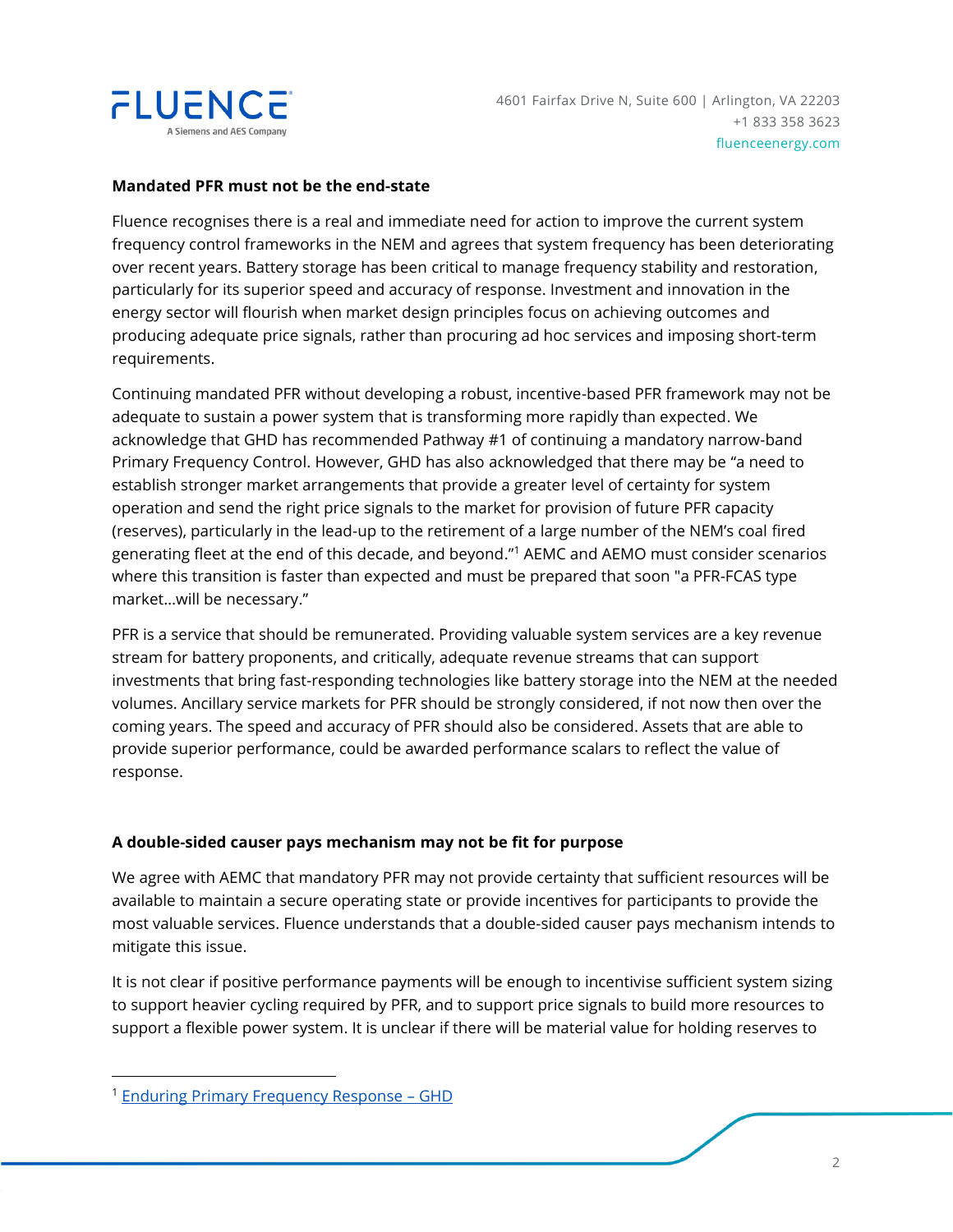**Mandated PFR must not be the end-state**

Fluence recognises there is a real and immediate need for action to improve the current system frequency control frameworks in the NEM and agrees that system frequency has been deteriorating over recent years. Battery storage has been critical to manage frequency stability and restoration, particularly for its superior speed and accuracy of response. Investment and innovation in the energy sector will flourish when market design principles focus on achieving outcomes and producing adequate price signals, rather than procuring ad hoc services and imposing short-term requirements.

Continuing mandated PFR without developing a robust, incentive-based PFR framework may not be adequate to sustain a power system that is transforming more rapidly than expected. We acknowledge that GHD has recommended Pathway #1 of continuing a mandatory narrow-band Primary Frequency Control. However, GHD has also acknowledged that there may be "a need to establish stronger market arrangements that provide a greater level of certainty for system operation and send the right price signals to the market for provision of future PFR capacity (reserves), particularly in the lead-up to the retirement of a large number of the NEM's coal fired generating fleet at the end of this decade, and beyond."[1] AEMC and AEMO must consider scenarios where this transition is faster than expected and must be prepared that soon "a PFR-FCAS type market…will be necessary."

PFR is a service that should be remunerated. Providing valuable system services are a key revenue stream for battery proponents, and critically, adequate revenue streams that can support investments that bring fast-responding technologies like battery storage into the NEM at the needed volumes. Ancillary service markets for PFR should be strongly considered, if not now then over the coming years. The speed and accuracy of PFR should also be considered. Assets that are able to provide superior performance, could be awarded performance scalars to reflect the value of response.

**A double-sided causer pays mechanism may not be fit for purpose**

We agree with AEMC that mandatory PFR may not provide certainty that sufficient resources will be available to maintain a secure operating state or provide incentives for participants to provide the most valuable services. Fluence understands that a double-sided causer pays mechanism intends to mitigate this issue.

It is not clear if positive performance payments will be enough to incentivise sufficient system sizing to support heavier cycling required by PFR, and to support price signals to build more resources to support a flexible power system. It is unclear if there will be material value for holding reserves to

[1] Enduring Primary Frequency Response – GHD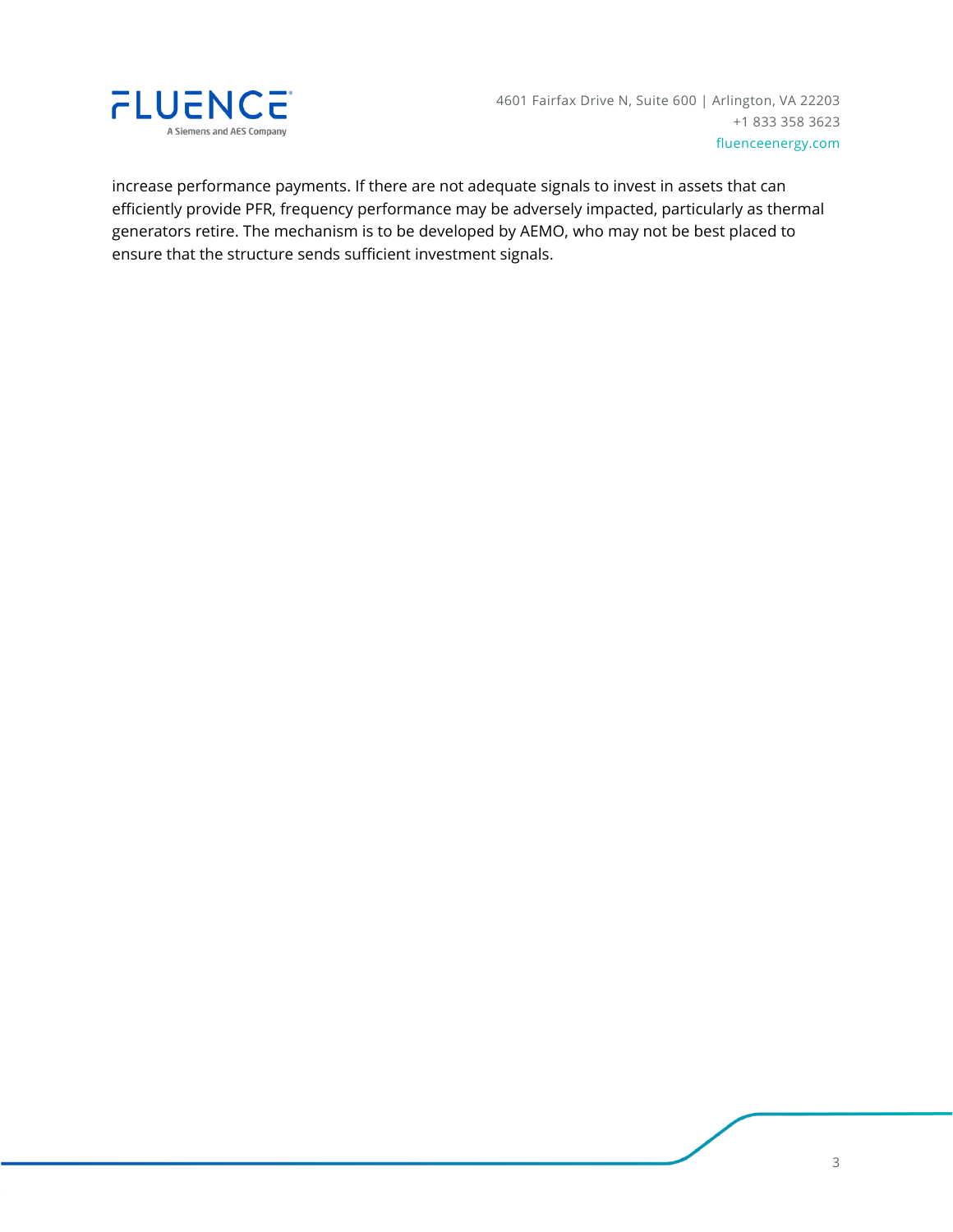increase performance payments. If there are not adequate signals to invest in assets that can efficiently provide PFR, frequency performance may be adversely impacted, particularly as thermal generators retire. The mechanism is to be developed by AEMO, who may not be best placed to ensure that the structure sends sufficient investment signals.